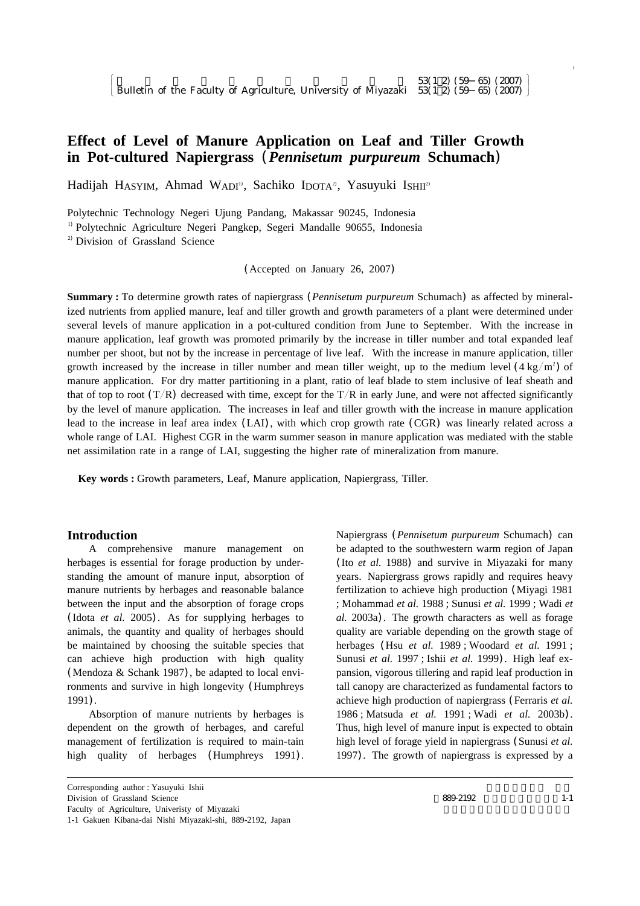# Effect of Level of Manure Application on Leaf and Tiller Growth in Pot-cultured Napiergrass (*Pennisetum purpureum* Schumach)

Hadijah HASYIM, Ahmad WADI[1], Sachiko IDOTA[2], Yasuyuki ISHII[2]

Polytechnic Technology Negeri Ujung Pandang, Makassar 90245, Indonesia
[1] Polytechnic Agriculture Negeri Pangkep, Segeri Mandalle 90655, Indonesia
[2] Division of Grassland Science

(Accepted on January 26, 2007)

**Summary :** To determine growth rates of napiergrass (*Pennisetum purpureum* Schumach) as affected by mineralized nutrients from applied manure, leaf and tiller growth and growth parameters of a plant were determined under several levels of manure application in a pot-cultured condition from June to September. With the increase in manure application, leaf growth was promoted primarily by the increase in tiller number and total expanded leaf number per shoot, but not by the increase in percentage of live leaf. With the increase in manure application, tiller growth increased by the increase in tiller number and mean tiller weight, up to the medium level (4 kg/m$^2$) of manure application. For dry matter partitioning in a plant, ratio of leaf blade to stem inclusive of leaf sheath and that of top to root (T/R) decreased with time, except for the T/R in early June, and were not affected significantly by the level of manure application. The increases in leaf and tiller growth with the increase in manure application lead to the increase in leaf area index (LAI), with which crop growth rate (CGR) was linearly related across a whole range of LAI. Highest CGR in the warm summer season in manure application was mediated with the stable net assimilation rate in a range of LAI, suggesting the higher rate of mineralization from manure.

**Key words :** Growth parameters, Leaf, Manure application, Napiergrass, Tiller.

## Introduction

A comprehensive manure management on herbages is essential for forage production by understanding the amount of manure input, absorption of manure nutrients by herbages and reasonable balance between the input and the absorption of forage crops (Idota *et al.* 2005). As for supplying herbages to animals, the quantity and quality of herbages should be maintained by choosing the suitable species that can achieve high production with high quality (Mendoza & Schank 1987), be adapted to local environments and survive in high longevity (Humphreys 1991).

Absorption of manure nutrients by herbages is dependent on the growth of herbages, and careful management of fertilization is required to main-tain high quality of herbages (Humphreys 1991). Napiergrass (*Pennisetum purpureum* Schumach) can be adapted to the southwestern warm region of Japan (Ito *et al.* 1988) and survive in Miyazaki for many years. Napiergrass grows rapidly and requires heavy fertilization to achieve high production (Miyagi 1981 ; Mohammad *et al.* 1988 ; Sunusi *et al.* 1999 ; Wadi *et al.* 2003a). The growth characters as well as forage quality are variable depending on the growth stage of herbages (Hsu *et al.* 1989 ; Woodard *et al.* 1991 ; Sunusi *et al.* 1997 ; Ishii *et al.* 1999). High leaf expansion, vigorous tillering and rapid leaf production in tall canopy are characterized as fundamental factors to achieve high production of napiergrass (Ferraris *et al.* 1986 ; Matsuda *et al.* 1991 ; Wadi *et al.* 2003b). Thus, high level of manure input is expected to obtain high level of forage yield in napiergrass (Sunusi *et al.* 1997). The growth of napiergrass is expressed by a

Corresponding author : Yasuyuki Ishii
Division of Grassland Science
Faculty of Agriculture, Univeristy of Miyazaki
1-1 Gakuen Kibana-dai Nishi Miyazaki-shi, 889-2192, Japan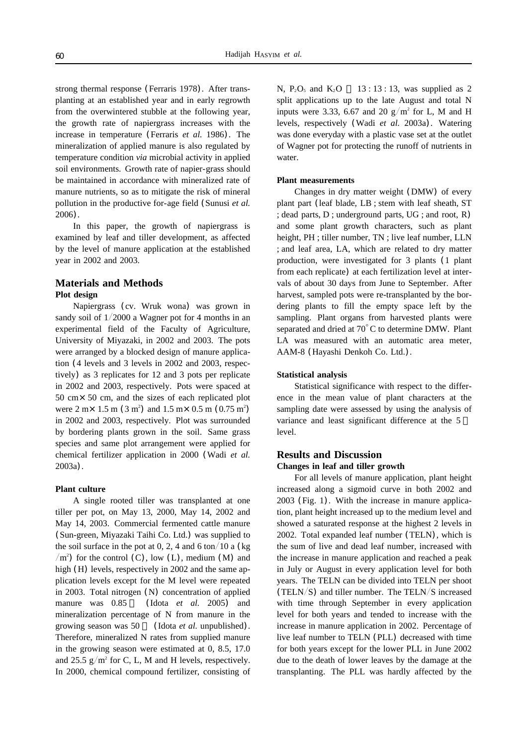strong thermal response (Ferraris 1978). After transplanting at an established year and in early regrowth from the overwintered stubble at the following year, the growth rate of napiergrass increases with the increase in temperature (Ferraris *et al.* 1986). The mineralization of applied manure is also regulated by temperature condition *via* microbial activity in applied soil environments. Growth rate of napier-grass should be maintained in accordance with mineralized rate of manure nutrients, so as to mitigate the risk of mineral pollution in the productive for-age field (Sunusi *et al.* 2006).

In this paper, the growth of napiergrass is examined by leaf and tiller development, as affected by the level of manure application at the established year in 2002 and 2003.

## Materials and Methods

### Plot design

Napiergrass (cv. Wruk wona) was grown in sandy soil of 1/2000 a Wagner pot for 4 months in an experimental field of the Faculty of Agriculture, University of Miyazaki, in 2002 and 2003. The pots were arranged by a blocked design of manure application (4 levels and 3 levels in 2002 and 2003, respectively) as 3 replicates for 12 and 3 pots per replicate in 2002 and 2003, respectively. Pots were spaced at 50 cm× 50 cm, and the sizes of each replicated plot were 2 m× 1.5 m (3 $m^2$) and 1.5 m× 0.5 m (0.75 $m^2$) in 2002 and 2003, respectively. Plot was surrounded by bordering plants grown in the soil. Same grass species and same plot arrangement were applied for chemical fertilizer application in 2000 (Wadi *et al.* 2003a).

### Plant culture

A single rooted tiller was transplanted at one tiller per pot, on May 13, 2000, May 14, 2002 and May 14, 2003. Commercial fermented cattle manure (Sun-green, Miyazaki Taihi Co. Ltd.) was supplied to the soil surface in the pot at 0, 2, 4 and 6 ton/10 a (kg/$m^2$) for the control (C), low (L), medium (M) and high (H) levels, respectively in 2002 and the same application levels except for the M level were repeated in 2003. Total nitrogen (N) concentration of applied manure was 0.85 % (Idota *et al.* 2005) and mineralization percentage of N from manure in the growing season was 50 % (Idota *et al.* unpublished). Therefore, mineralized N rates from supplied manure in the growing season were estimated at 0, 8.5, 17.0 and 25.5 g/$m^2$ for C, L, M and H levels, respectively. In 2000, chemical compound fertilizer, consisting of N, $P_2O_5$ and $K_2O$ = 13 : 13 : 13, was supplied as 2 split applications up to the late August and total N inputs were 3.33, 6.67 and 20 g/$m^2$ for L, M and H levels, respectively (Wadi *et al.* 2003a). Watering was done everyday with a plastic vase set at the outlet of Wagner pot for protecting the runoff of nutrients in water.

### Plant measurements

Changes in dry matter weight (DMW) of every plant part (leaf blade, LB ; stem with leaf sheath, ST ; dead parts, D ; underground parts, UG ; and root, R) and some plant growth characters, such as plant height, PH ; tiller number, TN ; live leaf number, LLN ; and leaf area, LA, which are related to dry matter production, were investigated for 3 plants (1 plant from each replicate) at each fertilization level at intervals of about 30 days from June to September. After harvest, sampled pots were re-transplanted by the bordering plants to fill the empty space left by the sampling. Plant organs from harvested plants were separated and dried at 70°C to determine DMW. Plant LA was measured with an automatic area meter, AAM-8 (Hayashi Denkoh Co. Ltd.).

### Statistical analysis

Statistical significance with respect to the difference in the mean value of plant characters at the sampling date were assessed by using the analysis of variance and least significant difference at the 5 % level.

## Results and Discussion

### Changes in leaf and tiller growth

For all levels of manure application, plant height increased along a sigmoid curve in both 2002 and 2003 (Fig. 1). With the increase in manure application, plant height increased up to the medium level and showed a saturated response at the highest 2 levels in 2002. Total expanded leaf number (TELN), which is the sum of live and dead leaf number, increased with the increase in manure application and reached a peak in July or August in every application level for both years. The TELN can be divided into TELN per shoot (TELN/S) and tiller number. The TELN/S increased with time through September in every application level for both years and tended to increase with the increase in manure application in 2002. Percentage of live leaf number to TELN (PLL) decreased with time for both years except for the lower PLL in June 2002 due to the death of lower leaves by the damage at the transplanting. The PLL was hardly affected by the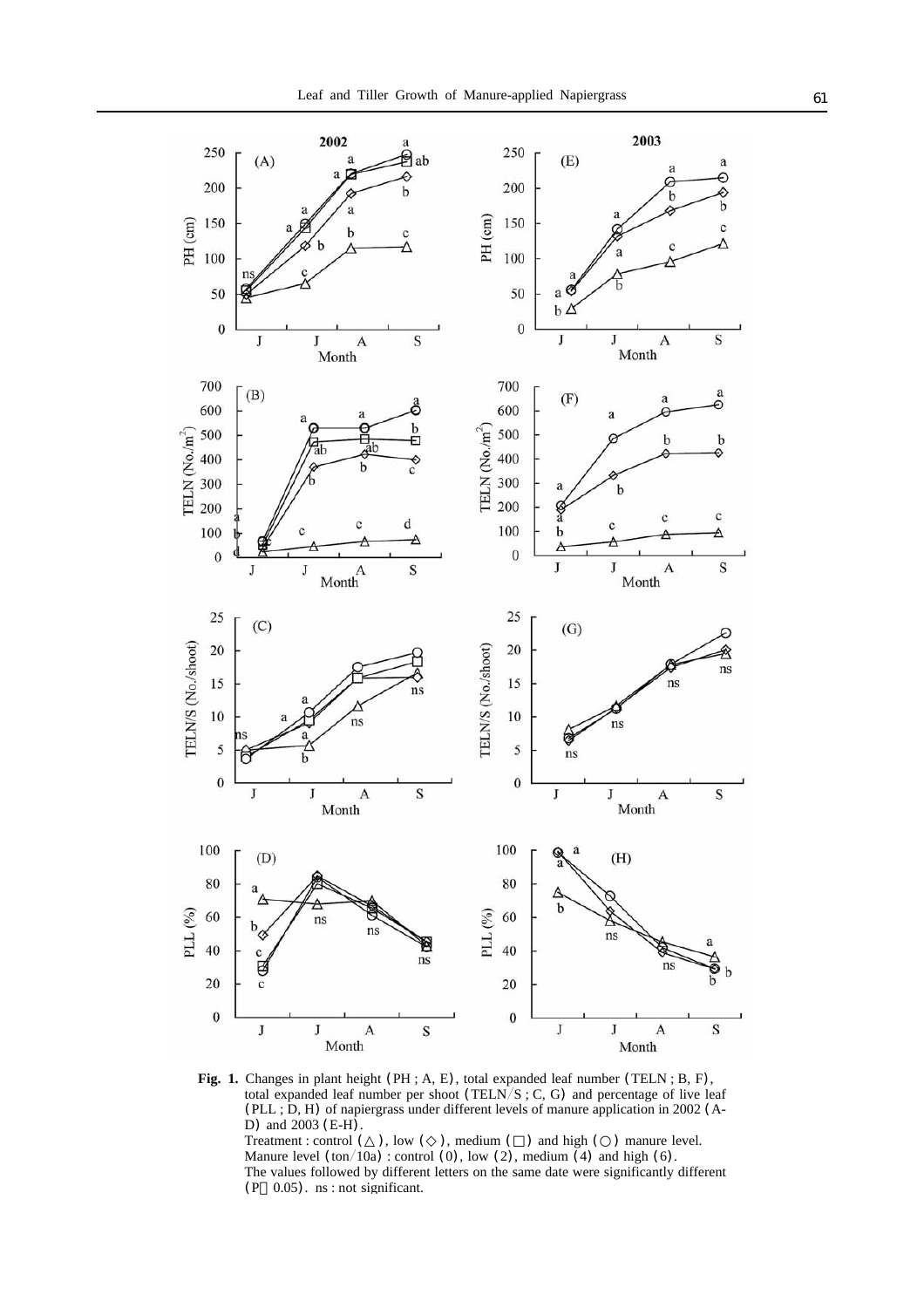**Fig. 1.** Changes in plant height (PH ; A, E), total expanded leaf number (TELN ; B, F), total expanded leaf number per shoot (TELN/S ; C, G) and percentage of live leaf (PLL ; D, H) of napiergrass under different levels of manure application in 2002 (A-D) and 2003 (E-H).
Treatment : control (△), low (◇), medium (□) and high (○) manure level.
Manure level (ton/10a) : control (0), low (2), medium (4) and high (6).
The values followed by different letters on the same date were significantly different ($P < 0.05$). ns : not significant.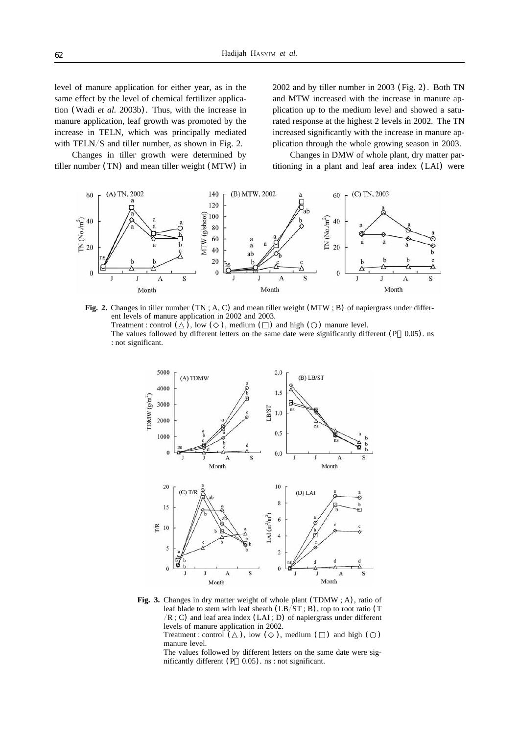level of manure application for either year, as in the same effect by the level of chemical fertilizer application (Wadi *et al.* 2003b). Thus, with the increase in manure application, leaf growth was promoted by the increase in TELN, which was principally mediated with TELN/S and tiller number, as shown in Fig. 2.

Changes in tiller growth were determined by tiller number (TN) and mean tiller weight (MTW) in 2002 and by tiller number in 2003 (Fig. 2). Both TN and MTW increased with the increase in manure application up to the medium level and showed a saturated response at the highest 2 levels in 2002. The TN increased significantly with the increase in manure application through the whole growing season in 2003.

Changes in DMW of whole plant, dry matter partitioning in a plant and leaf area index (LAI) were

**Fig. 2.** Changes in tiller number (TN ; A, C) and mean tiller weight (MTW ; B) of napiergrass under different levels of manure application in 2002 and 2003.
Treatment : control (△), low (◇), medium (□) and high (○) manure level.
The values followed by different letters on the same date were significantly different ($P < 0.05$). ns : not significant.

**Fig. 3.** Changes in dry matter weight of whole plant (TDMW ; A), ratio of leaf blade to stem with leaf sheath (LB/ST ; B), top to root ratio (T/R ; C) and leaf area index (LAI ; D) of napiergrass under different levels of manure application in 2002.
Treatment : control (△), low (◇), medium (□) and high (○) manure level.
The values followed by different letters on the same date were significantly different ($P < 0.05$). ns : not significant.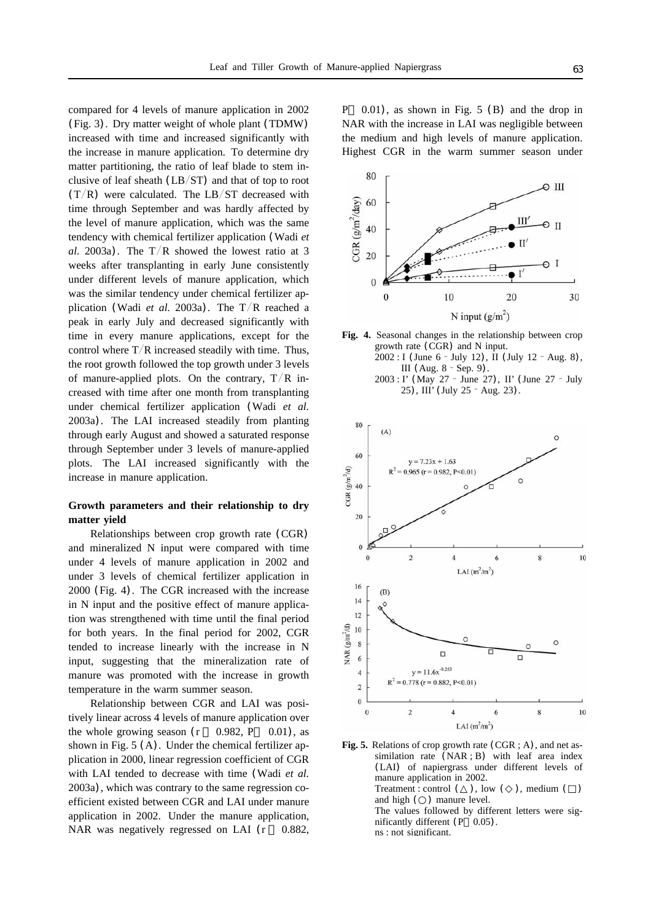compared for 4 levels of manure application in 2002 (Fig. 3). Dry matter weight of whole plant (TDMW) increased with time and increased significantly with the increase in manure application. To determine dry matter partitioning, the ratio of leaf blade to stem inclusive of leaf sheath (LB/ST) and that of top to root (T/R) were calculated. The LB/ST decreased with time through September and was hardly affected by the level of manure application, which was the same tendency with chemical fertilizer application (Wadi *et al.* 2003a). The T/R showed the lowest ratio at 3 weeks after transplanting in early June consistently under different levels of manure application, which was the similar tendency under chemical fertilizer application (Wadi *et al.* 2003a). The T/R reached a peak in early July and decreased significantly with time in every manure applications, except for the control where T/R increased steadily with time. Thus, the root growth followed the top growth under 3 levels of manure-applied plots. On the contrary, T/R increased with time after one month from transplanting under chemical fertilizer application (Wadi *et al.* 2003a). The LAI increased steadily from planting through early August and showed a saturated response through September under 3 levels of manure-applied plots. The LAI increased significantly with the increase in manure application.

**Growth parameters and their relationship to dry matter yield**

Relationships between crop growth rate (CGR) and mineralized N input were compared with time under 4 levels of manure application in 2002 and under 3 levels of chemical fertilizer application in 2000 (Fig. 4). The CGR increased with the increase in N input and the positive effect of manure application was strengthened with time until the final period for both years. In the final period for 2002, CGR tended to increase linearly with the increase in N input, suggesting that the mineralization rate of manure was promoted with the increase in growth temperature in the warm summer season.

Relationship between CGR and LAI was positively linear across 4 levels of manure application over the whole growing season ($r = 0.982$, $P < 0.01$), as shown in Fig. 5 (A). Under the chemical fertilizer application in 2000, linear regression coefficient of CGR with LAI tended to decrease with time (Wadi *et al.* 2003a), which was contrary to the same regression coefficient existed between CGR and LAI under manure application in 2002. Under the manure application, NAR was negatively regressed on LAI ($r = 0.882$, $P < 0.01$), as shown in Fig. 5 (B) and the drop in NAR with the increase in LAI was negligible between the medium and high levels of manure application. Highest CGR in the warm summer season under

**Fig. 4.** Seasonal changes in the relationship between crop growth rate (CGR) and N input.
2002 : I (June 6 – July 12), II (July 12 – Aug. 8), III (Aug. 8 – Sep. 9).
2003 : I' (May 27 – June 27), II' (June 27 – July 25), III' (July 25 – Aug. 23).

**Fig. 5.** Relations of crop growth rate (CGR ; A), and net assimilation rate (NAR ; B) with leaf area index (LAI) of napiergrass under different levels of manure application in 2002.
Treatment : control (△), low (◇), medium (□) and high (○) manure level.
The values followed by different letters were significantly different ($P < 0.05$).
ns : not significant.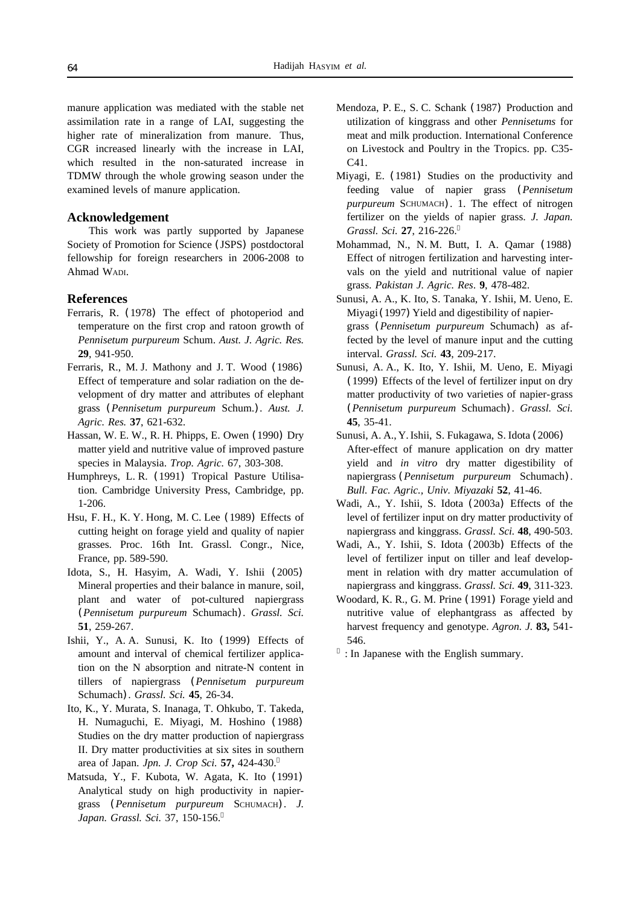manure application was mediated with the stable net assimilation rate in a range of LAI, suggesting the higher rate of mineralization from manure. Thus, CGR increased linearly with the increase in LAI, which resulted in the non-saturated increase in TDMW through the whole growing season under the examined levels of manure application.

## Acknowledgement

This work was partly supported by Japanese Society of Promotion for Science (JSPS) postdoctoral fellowship for foreign researchers in 2006-2008 to Ahmad WADI.

## References

Ferraris, R. (1978) The effect of photoperiod and temperature on the first crop and ratoon growth of *Pennisetum purpureum* Schum. *Aust. J. Agric. Res.* **29**, 941-950.

Ferraris, R., M. J. Mathony and J. T. Wood (1986) Effect of temperature and solar radiation on the development of dry matter and attributes of elephant grass (*Pennisetum purpureum* Schum.). *Aust. J. Agric. Res.* **37**, 621-632.

Hassan, W. E. W., R. H. Phipps, E. Owen (1990) Dry matter yield and nutritive value of improved pasture species in Malaysia. *Trop. Agric.* 67, 303-308.

Humphreys, L. R. (1991) Tropical Pasture Utilisation. Cambridge University Press, Cambridge, pp. 1-206.

Hsu, F. H., K. Y. Hong, M. C. Lee (1989) Effects of cutting height on forage yield and quality of napier grasses. Proc. 16th Int. Grassl. Congr., Nice, France, pp. 589-590.

Idota, S., H. Hasyim, A. Wadi, Y. Ishii (2005) Mineral properties and their balance in manure, soil, plant and water of pot-cultured napiergrass (*Pennisetum purpureum* Schumach). *Grassl. Sci.* **51**, 259-267.

Ishii, Y., A. A. Sunusi, K. Ito (1999) Effects of amount and interval of chemical fertilizer application on the N absorption and nitrate-N content in tillers of napiergrass (*Pennisetum purpureum* Schumach). *Grassl. Sci.* **45**, 26-34.

Ito, K., Y. Murata, S. Inanaga, T. Ohkubo, T. Takeda, H. Numaguchi, E. Miyagi, M. Hoshino (1988) Studies on the dry matter production of napiergrass II. Dry matter productivities at six sites in southern area of Japan. *Jpn. J. Crop Sci.* **57,** 424-430.*

Matsuda, Y., F. Kubota, W. Agata, K. Ito (1991) Analytical study on high productivity in napiergrass (*Pennisetum purpureum* SCHUMACH). *J. Japan. Grassl. Sci.* 37, 150-156.*

Mendoza, P. E., S. C. Schank (1987) Production and utilization of kinggrass and other *Pennisetums* for meat and milk production. International Conference on Livestock and Poultry in the Tropics. pp. C35-C41.

Miyagi, E. (1981) Studies on the productivity and feeding value of napier grass (*Pennisetum purpureum* SCHUMACH). 1. The effect of nitrogen fertilizer on the yields of napier grass. *J. Japan. Grassl. Sci.* **27**, 216-226.*

Mohammad, N., N. M. Butt, I. A. Qamar (1988) Effect of nitrogen fertilization and harvesting intervals on the yield and nutritional value of napier grass. *Pakistan J. Agric. Res*. **9**, 478-482.

Sunusi, A. A., K. Ito, S. Tanaka, Y. Ishii, M. Ueno, E. Miyagi (1997) Yield and digestibility of napiergrass (*Pennisetum purpureum* Schumach) as affected by the level of manure input and the cutting interval. *Grassl. Sci.* **43**, 209-217.

Sunusi, A. A., K. Ito, Y. Ishii, M. Ueno, E. Miyagi (1999) Effects of the level of fertilizer input on dry matter productivity of two varieties of napier-grass (*Pennisetum purpureum* Schumach). *Grassl. Sci.* **45**, 35-41.

Sunusi, A. A., Y. Ishii, S. Fukagawa, S. Idota (2006) After-effect of manure application on dry matter yield and *in vitro* dry matter digestibility of napiergrass (*Pennisetum purpureum* Schumach). *Bull. Fac. Agric., Univ. Miyazaki* **52**, 41-46.

Wadi, A., Y. Ishii, S. Idota (2003a) Effects of the level of fertilizer input on dry matter productivity of napiergrass and kinggrass. *Grassl. Sci.* **48**, 490-503.

Wadi, A., Y. Ishii, S. Idota (2003b) Effects of the level of fertilizer input on tiller and leaf development in relation with dry matter accumulation of napiergrass and kinggrass. *Grassl. Sci.* **49**, 311-323.

Woodard, K. R., G. M. Prine (1991) Forage yield and nutritive value of elephantgrass as affected by harvest frequency and genotype. *Agron. J.* **83,** 541-546.

* : In Japanese with the English summary.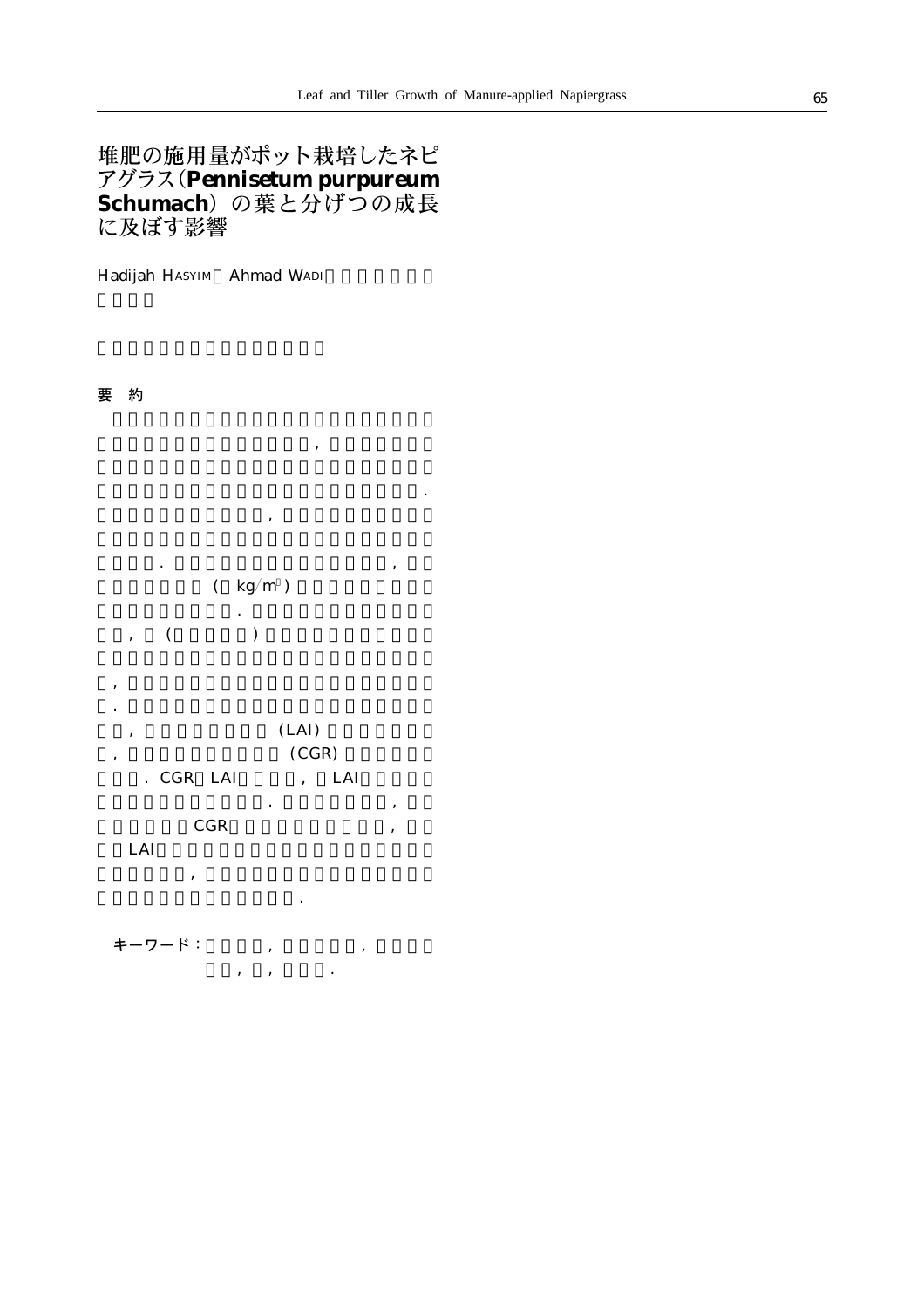# 堆肥の施用量がポット栽培したネピアグラス（**Pennisetum purpureum Schumach**）の葉と分げつの成長に及ぼす影響

Hadijah HASYIM Ahmad WADI

## 要 約

, . , . , ( kg/m ) . , ( ) , . , (LAI) , (CGR) . CGR LAI , LAI . , CGR , LAI , .

キーワード： , , , , .